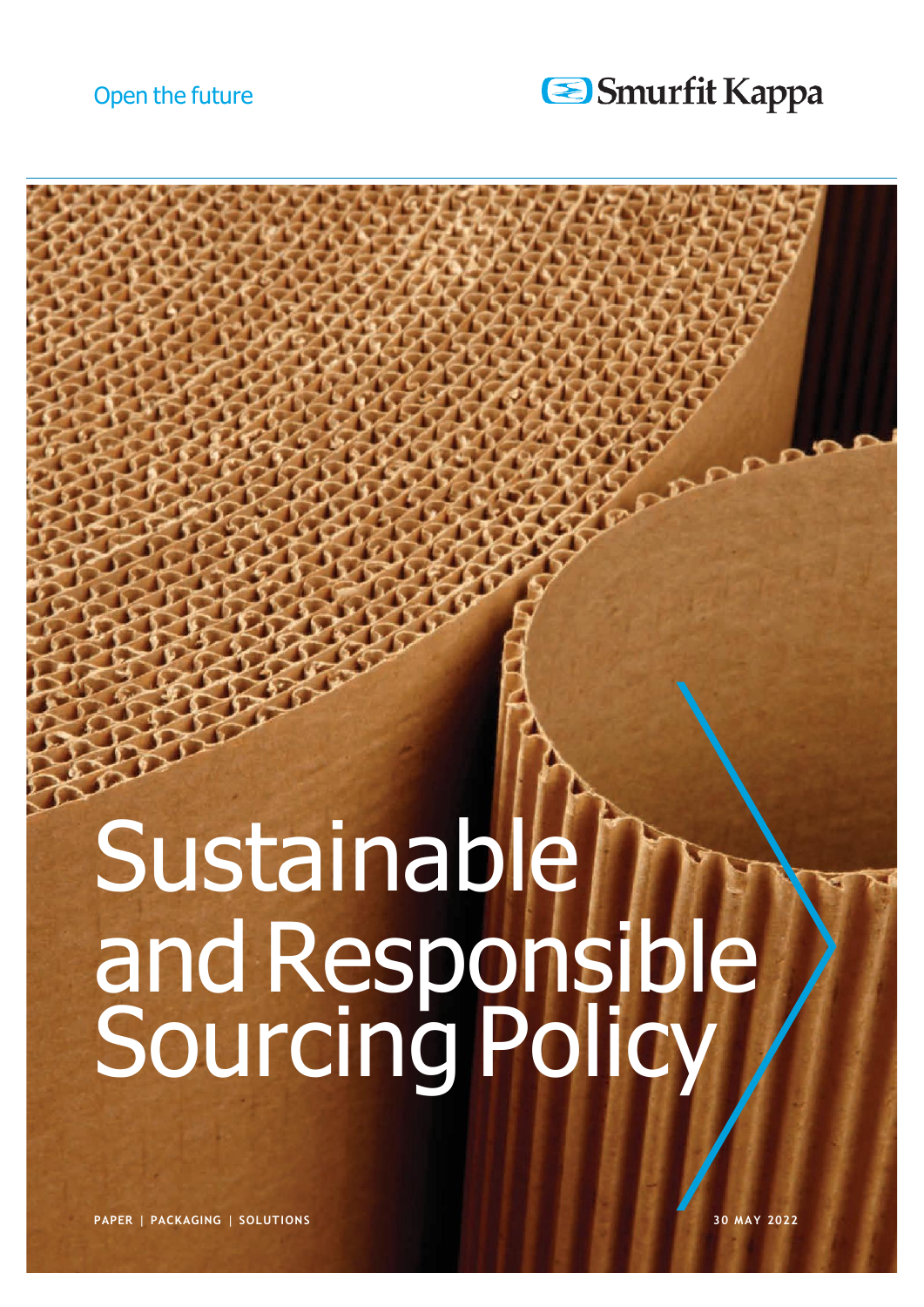Open the future

Smurfit Kappa

# Sustainable and Responsible Sourcing Policy

PAPER | PACKAGING | SOLUTIONS

30 MAY 2022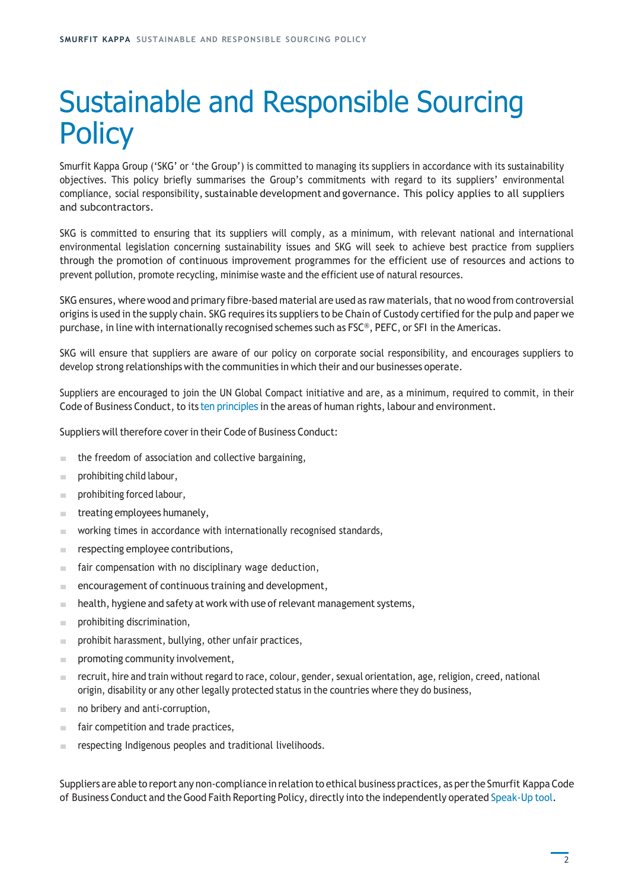# Sustainable and Responsible Sourcing Policy

Smurfit Kappa Group ('SKG' or 'the Group') is committed to managing its suppliers in accordance with its sustainability objectives. This policy briefly summarises the Group's commitments with regard to its suppliers' environmental compliance, social responsibility, sustainable development and governance. This policy applies to all suppliers and subcontractors.

SKG is committed to ensuring that its suppliers will comply, as a minimum, with relevant national and international environmental legislation concerning sustainability issues and SKG will seek to achieve best practice from suppliers through the promotion of continuous improvement programmes for the efficient use of resources and actions to prevent pollution, promote recycling, minimise waste and the efficient use of natural resources.

SKG ensures, where wood and primary fibre-based material are used as raw materials, that no wood from controversial origins is used in the supply chain. SKG requires its suppliers to be Chain of Custody certified for the pulp and paper we purchase, in line with internationally recognised schemes such as FSC®, PEFC, or SFI in the Americas.

SKG will ensure that suppliers are aware of our policy on corporate social responsibility, and encourages suppliers to develop strong relationships with the communities in which their and our businesses operate.

Suppliers are encouraged to join the UN Global Compact initiative and are, as a minimum, required to commit, in their Code of Business Conduct, to its ten principles in the areas of human rights, labour and environment.

Suppliers will therefore cover in their Code of Business Conduct:

- the freedom of association and collective bargaining,
- prohibiting child labour,
- prohibiting forced labour,
- treating employees humanely,
- working times in accordance with internationally recognised standards,
- respecting employee contributions,
- fair compensation with no disciplinary wage deduction,
- encouragement of continuous training and development,
- health, hygiene and safety at work with use of relevant management systems,
- prohibiting discrimination,
- prohibit harassment, bullying, other unfair practices,
- promoting community involvement,
- recruit, hire and train without regard to race, colour, gender, sexual orientation, age, religion, creed, national origin, disability or any other legally protected status in the countries where they do business,
- no bribery and anti-corruption,
- fair competition and trade practices,
- respecting Indigenous peoples and traditional livelihoods.

Suppliers are able to report any non-compliance in relation to ethical business practices, as per the Smurfit Kappa Code of Business Conduct and the Good Faith Reporting Policy, directly into the independently operated Speak-Up tool.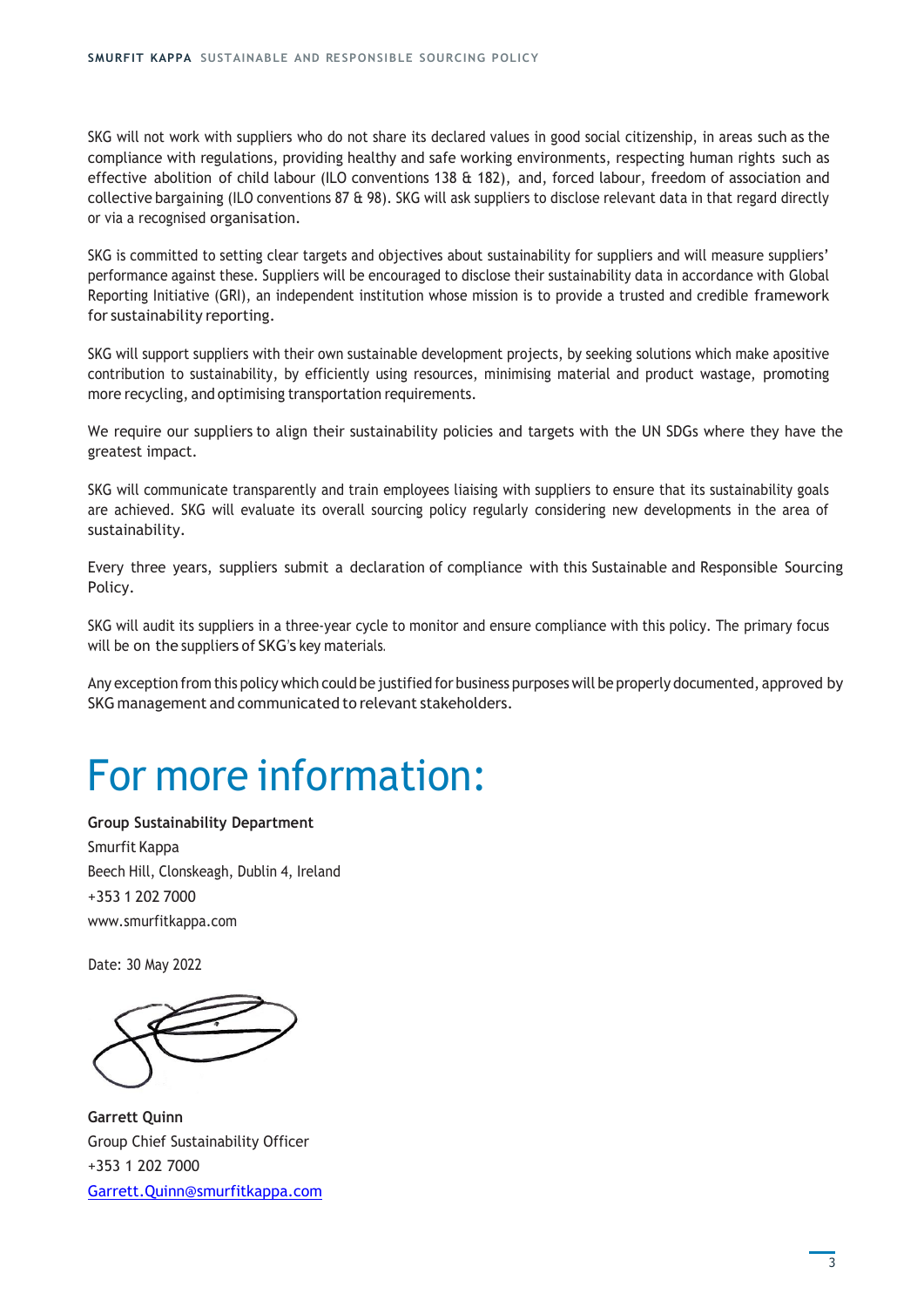SKG will not work with suppliers who do not share its declared values in good social citizenship, in areas such as the compliance with regulations, providing healthy and safe working environments, respecting human rights such as effective abolition of child labour (ILO conventions 138 & 182), and, forced labour, freedom of association and collective bargaining (ILO conventions 87 & 98). SKG will ask suppliers to disclose relevant data in that regard directly or via a recognised organisation.

SKG is committed to setting clear targets and objectives about sustainability for suppliers and will measure suppliers' performance against these. Suppliers will be encouraged to disclose their sustainability data in accordance with Global Reporting Initiative (GRI), an independent institution whose mission is to provide a trusted and credible framework for sustainability reporting.

SKG will support suppliers with their own sustainable development projects, by seeking solutions which make apositive contribution to sustainability, by efficiently using resources, minimising material and product wastage, promoting more recycling, and optimising transportation requirements.

We require our suppliers to align their sustainability policies and targets with the UN SDGs where they have the greatest impact.

SKG will communicate transparently and train employees liaising with suppliers to ensure that its sustainability goals are achieved. SKG will evaluate its overall sourcing policy regularly considering new developments in the area of sustainability.

Every three years, suppliers submit a declaration of compliance with this Sustainable and Responsible Sourcing Policy.

SKG will audit its suppliers in a three-year cycle to monitor and ensure compliance with this policy. The primary focus will be on the suppliers of SKG's key materials.

Any exception from this policy which could be justified for business purposes will be properly documented, approved by SKG management and communicated to relevant stakeholders.

# For more information:

**Group Sustainability Department**
Smurfit Kappa
Beech Hill, Clonskeagh, Dublin 4, Ireland
+353 1 202 7000
www.smurfitkappa.com

Date: 30 May 2022

**Garrett Quinn**
Group Chief Sustainability Officer
+353 1 202 7000
Garrett.Quinn@smurfitkappa.com